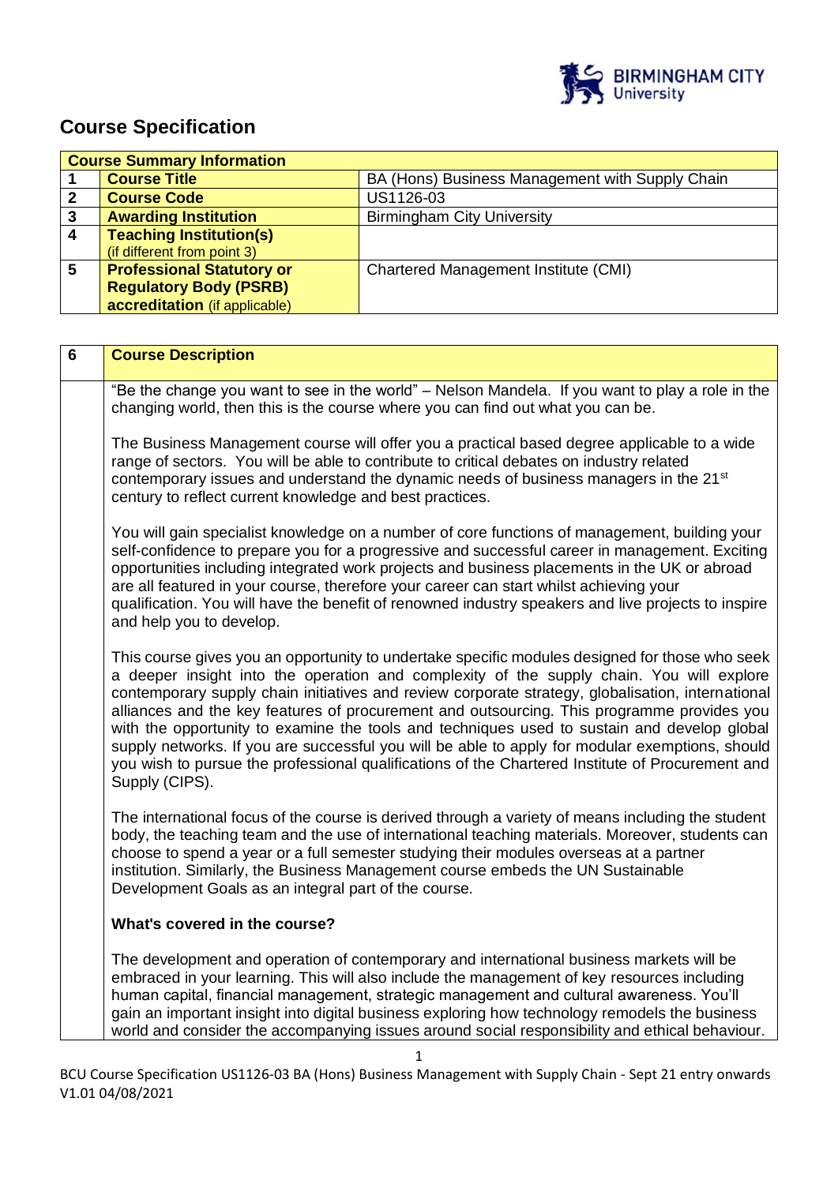# Course Specification

| Course Summary Information | | |
|---|---|---|
| 1 | **Course Title** | BA (Hons) Business Management with Supply Chain |
| 2 | **Course Code** | US1126-03 |
| 3 | **Awarding Institution** | Birmingham City University |
| 4 | **Teaching Institution(s)** (if different from point 3) | |
| 5 | **Professional Statutory or Regulatory Body (PSRB) accreditation** (if applicable) | Chartered Management Institute (CMI) |

| 6 | Course Description |
|---|---|
| | "Be the change you want to see in the world" – Nelson Mandela. If you want to play a role in the changing world, then this is the course where you can find out what you can be.<br><br>The Business Management course will offer you a practical based degree applicable to a wide range of sectors. You will be able to contribute to critical debates on industry related contemporary issues and understand the dynamic needs of business managers in the 21st century to reflect current knowledge and best practices.<br><br>You will gain specialist knowledge on a number of core functions of management, building your self-confidence to prepare you for a progressive and successful career in management. Exciting opportunities including integrated work projects and business placements in the UK or abroad are all featured in your course, therefore your career can start whilst achieving your qualification. You will have the benefit of renowned industry speakers and live projects to inspire and help you to develop.<br><br>This course gives you an opportunity to undertake specific modules designed for those who seek a deeper insight into the operation and complexity of the supply chain. You will explore contemporary supply chain initiatives and review corporate strategy, globalisation, international alliances and the key features of procurement and outsourcing. This programme provides you with the opportunity to examine the tools and techniques used to sustain and develop global supply networks. If you are successful you will be able to apply for modular exemptions, should you wish to pursue the professional qualifications of the Chartered Institute of Procurement and Supply (CIPS).<br><br>The international focus of the course is derived through a variety of means including the student body, the teaching team and the use of international teaching materials. Moreover, students can choose to spend a year or a full semester studying their modules overseas at a partner institution. Similarly, the Business Management course embeds the UN Sustainable Development Goals as an integral part of the course.<br><br>**What's covered in the course?**<br><br>The development and operation of contemporary and international business markets will be embraced in your learning. This will also include the management of key resources including human capital, financial management, strategic management and cultural awareness. You'll gain an important insight into digital business exploring how technology remodels the business world and consider the accompanying issues around social responsibility and ethical behaviour. |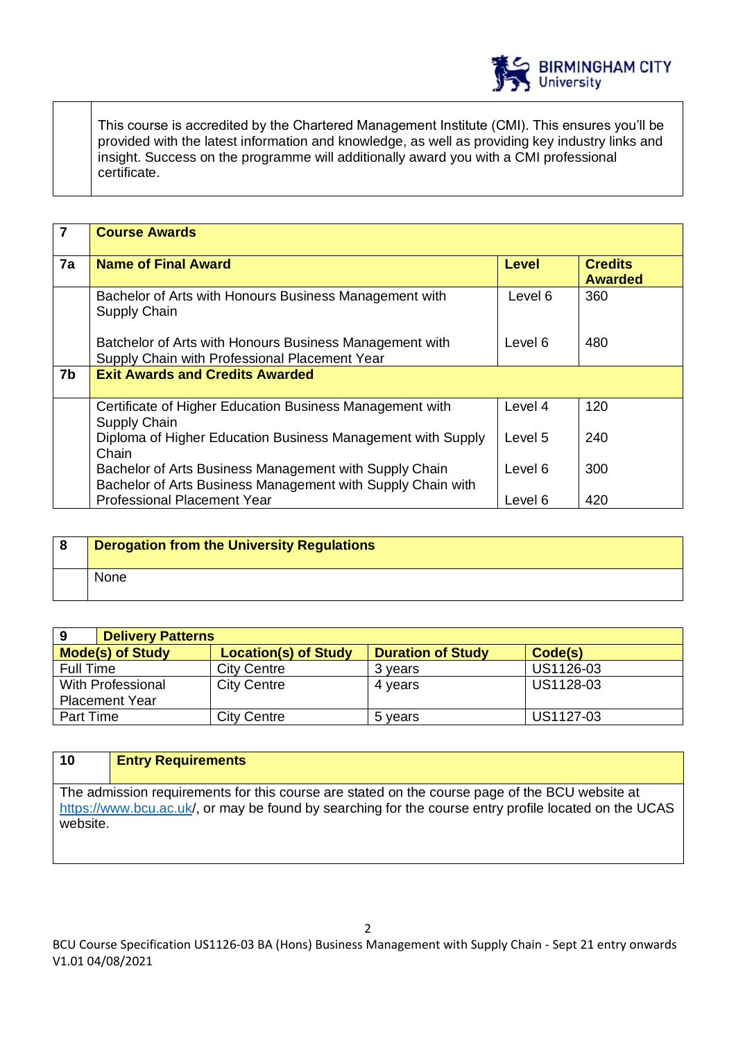| | |
|---|---|
| | This course is accredited by the Chartered Management Institute (CMI). This ensures you'll be provided with the latest information and knowledge, as well as providing key industry links and insight. Success on the programme will additionally award you with a CMI professional certificate. |

| 7 | **Course Awards** | | |
|---|---|---|---|
| **7a** | **Name of Final Award** | **Level** | **Credits Awarded** |
| | Bachelor of Arts with Honours Business Management with Supply Chain | Level 6 | 360 |
| | Batchelor of Arts with Honours Business Management with Supply Chain with Professional Placement Year | Level 6 | 480 |
| **7b** | **Exit Awards and Credits Awarded** | | |
| | Certificate of Higher Education Business Management with Supply Chain | Level 4 | 120 |
| | Diploma of Higher Education Business Management with Supply Chain | Level 5 | 240 |
| | Bachelor of Arts Business Management with Supply Chain | Level 6 | 300 |
| | Bachelor of Arts Business Management with Supply Chain with Professional Placement Year | Level 6 | 420 |

| 8 | **Derogation from the University Regulations** |
|---|---|
| | None |

| **9 Delivery Patterns** | | | |
|---|---|---|---|
| **Mode(s) of Study** | **Location(s) of Study** | **Duration of Study** | **Code(s)** |
| Full Time | City Centre | 3 years | US1126-03 |
| With Professional Placement Year | City Centre | 4 years | US1128-03 |
| Part Time | City Centre | 5 years | US1127-03 |

| 10 | **Entry Requirements** |
|---|---|
| The admission requirements for this course are stated on the course page of the BCU website at https://www.bcu.ac.uk/, or may be found by searching for the course entry profile located on the UCAS website. | |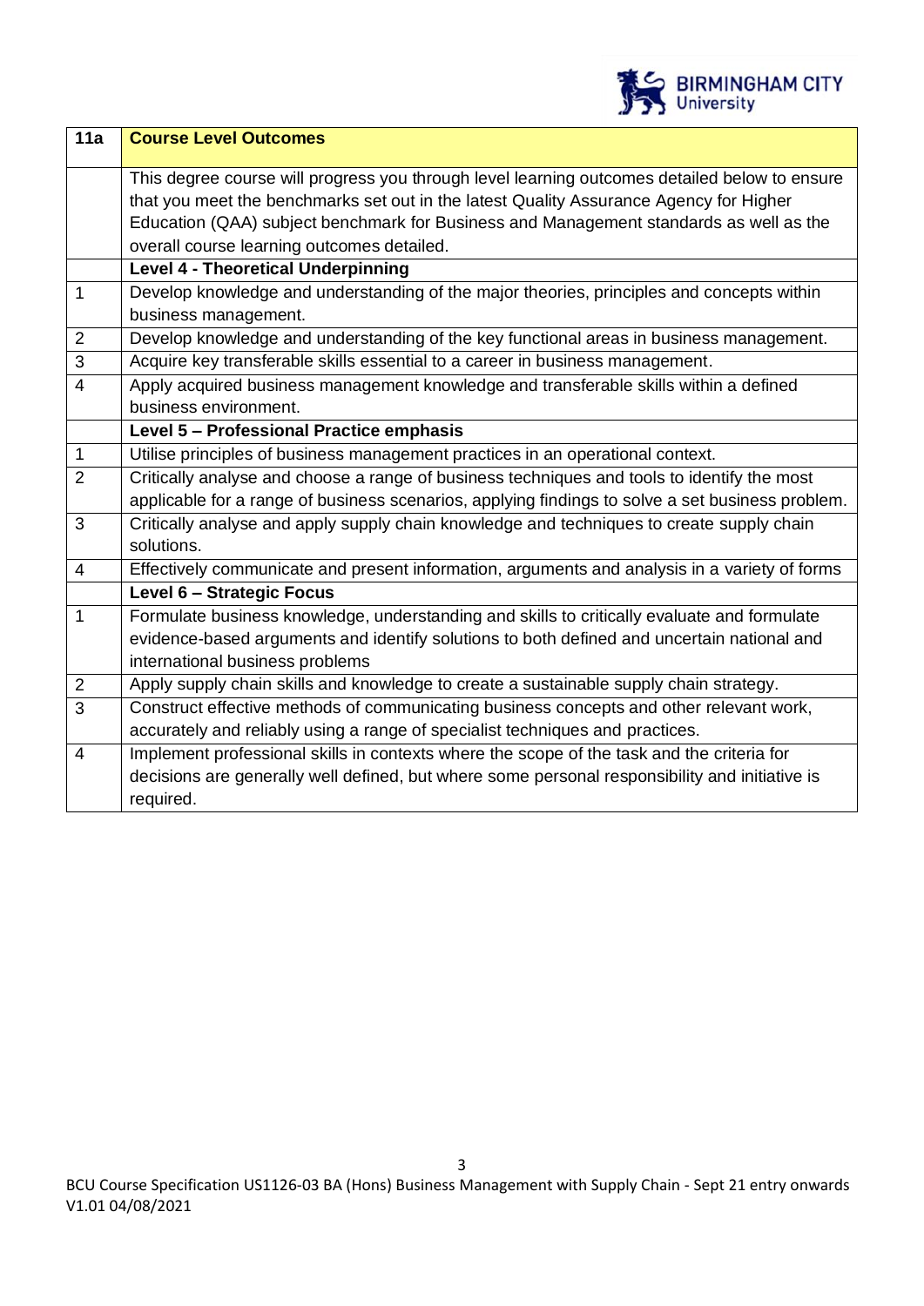| 11a | **Course Level Outcomes** |
|---|---|
| | This degree course will progress you through level learning outcomes detailed below to ensure that you meet the benchmarks set out in the latest Quality Assurance Agency for Higher Education (QAA) subject benchmark for Business and Management standards as well as the overall course learning outcomes detailed. |
| | **Level 4 - Theoretical Underpinning** |
| 1 | Develop knowledge and understanding of the major theories, principles and concepts within business management. |
| 2 | Develop knowledge and understanding of the key functional areas in business management. |
| 3 | Acquire key transferable skills essential to a career in business management. |
| 4 | Apply acquired business management knowledge and transferable skills within a defined business environment. |
| | **Level 5 – Professional Practice emphasis** |
| 1 | Utilise principles of business management practices in an operational context. |
| 2 | Critically analyse and choose a range of business techniques and tools to identify the most applicable for a range of business scenarios, applying findings to solve a set business problem. |
| 3 | Critically analyse and apply supply chain knowledge and techniques to create supply chain solutions. |
| 4 | Effectively communicate and present information, arguments and analysis in a variety of forms |
| | **Level 6 – Strategic Focus** |
| 1 | Formulate business knowledge, understanding and skills to critically evaluate and formulate evidence-based arguments and identify solutions to both defined and uncertain national and international business problems |
| 2 | Apply supply chain skills and knowledge to create a sustainable supply chain strategy. |
| 3 | Construct effective methods of communicating business concepts and other relevant work, accurately and reliably using a range of specialist techniques and practices. |
| 4 | Implement professional skills in contexts where the scope of the task and the criteria for decisions are generally well defined, but where some personal responsibility and initiative is required. |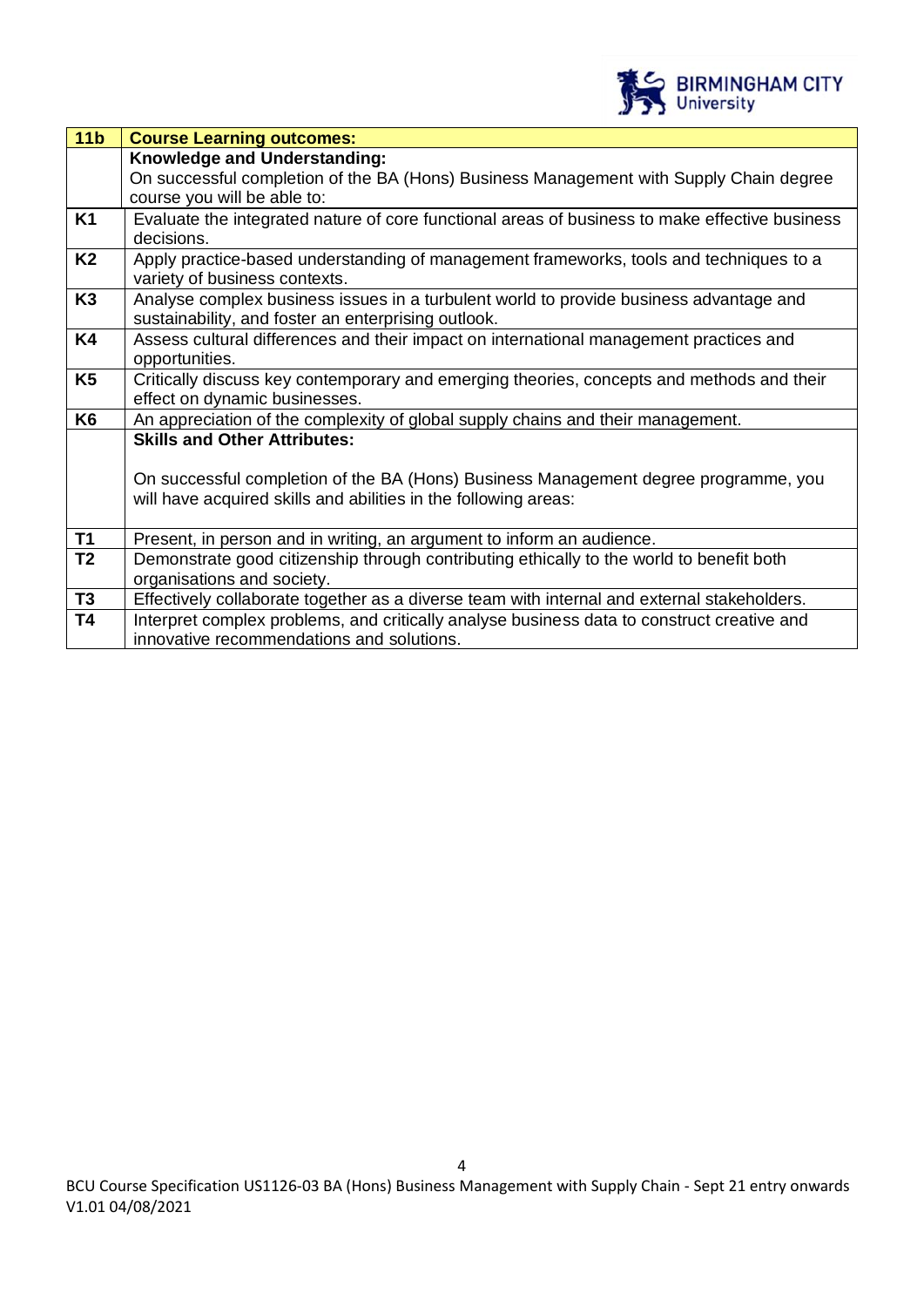| 11b | Course Learning outcomes: |
|---|---|
| | **Knowledge and Understanding:**<br>On successful completion of the BA (Hons) Business Management with Supply Chain degree course you will be able to: |
| **K1** | Evaluate the integrated nature of core functional areas of business to make effective business decisions. |
| **K2** | Apply practice-based understanding of management frameworks, tools and techniques to a variety of business contexts. |
| **K3** | Analyse complex business issues in a turbulent world to provide business advantage and sustainability, and foster an enterprising outlook. |
| **K4** | Assess cultural differences and their impact on international management practices and opportunities. |
| **K5** | Critically discuss key contemporary and emerging theories, concepts and methods and their effect on dynamic businesses. |
| **K6** | An appreciation of the complexity of global supply chains and their management. |
| | **Skills and Other Attributes:**<br><br>On successful completion of the BA (Hons) Business Management degree programme, you will have acquired skills and abilities in the following areas: |
| **T1** | Present, in person and in writing, an argument to inform an audience. |
| **T2** | Demonstrate good citizenship through contributing ethically to the world to benefit both organisations and society. |
| **T3** | Effectively collaborate together as a diverse team with internal and external stakeholders. |
| **T4** | Interpret complex problems, and critically analyse business data to construct creative and innovative recommendations and solutions. |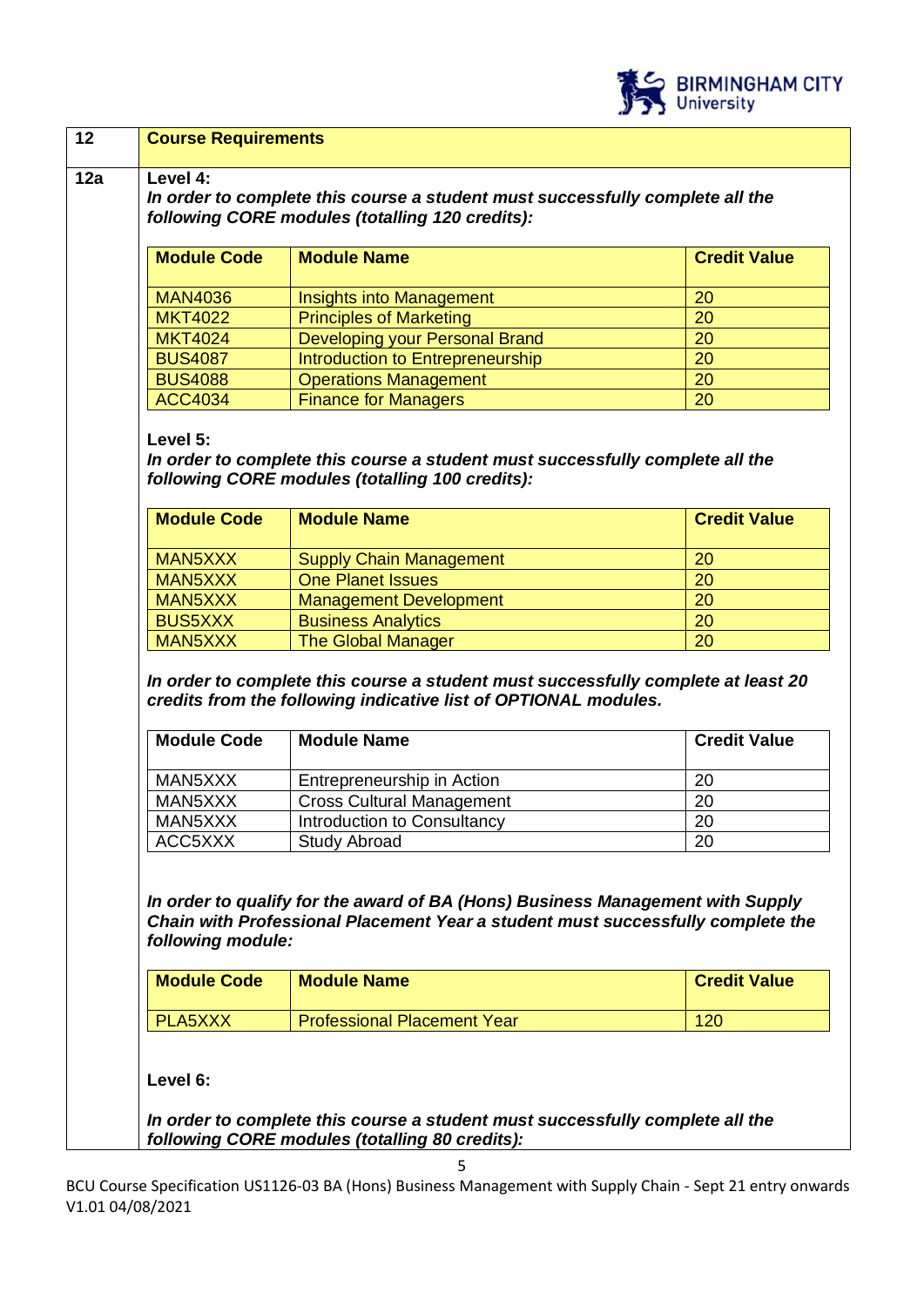| 12 | Course Requirements |
|---|---|

**12a**

**Level 4:**

***In order to complete this course a student must successfully complete all the following CORE modules (totalling 120 credits):***

| Module Code | Module Name | Credit Value |
|---|---|---|
| MAN4036 | Insights into Management | 20 |
| MKT4022 | Principles of Marketing | 20 |
| MKT4024 | Developing your Personal Brand | 20 |
| BUS4087 | Introduction to Entrepreneurship | 20 |
| BUS4088 | Operations Management | 20 |
| ACC4034 | Finance for Managers | 20 |

**Level 5:**

***In order to complete this course a student must successfully complete all the following CORE modules (totalling 100 credits):***

| Module Code | Module Name | Credit Value |
|---|---|---|
| MAN5XXX | Supply Chain Management | 20 |
| MAN5XXX | One Planet Issues | 20 |
| MAN5XXX | Management Development | 20 |
| BUS5XXX | Business Analytics | 20 |
| MAN5XXX | The Global Manager | 20 |

***In order to complete this course a student must successfully complete at least 20 credits from the following indicative list of OPTIONAL modules.***

| Module Code | Module Name | Credit Value |
|---|---|---|
| MAN5XXX | Entrepreneurship in Action | 20 |
| MAN5XXX | Cross Cultural Management | 20 |
| MAN5XXX | Introduction to Consultancy | 20 |
| ACC5XXX | Study Abroad | 20 |

***In order to qualify for the award of BA (Hons) Business Management with Supply Chain with Professional Placement Year a student must successfully complete the following module:***

| Module Code | Module Name | Credit Value |
|---|---|---|
| PLA5XXX | Professional Placement Year | 120 |

**Level 6:**

***In order to complete this course a student must successfully complete all the following CORE modules (totalling 80 credits):***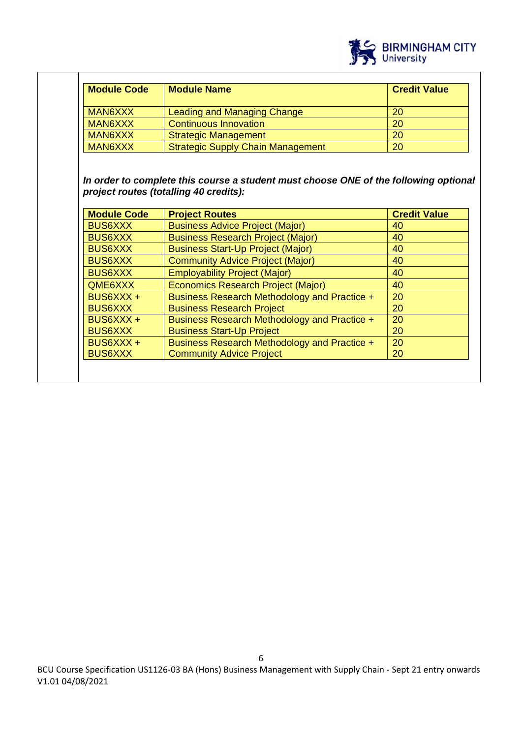| Module Code | Module Name | Credit Value |
| --- | --- | --- |
| MAN6XXX | Leading and Managing Change | 20 |
| MAN6XXX | Continuous Innovation | 20 |
| MAN6XXX | Strategic Management | 20 |
| MAN6XXX | Strategic Supply Chain Management | 20 |

***In order to complete this course a student must choose ONE of the following optional project routes (totalling 40 credits):***

| Module Code | Project Routes | Credit Value |
| --- | --- | --- |
| BUS6XXX | Business Advice Project (Major) | 40 |
| BUS6XXX | Business Research Project (Major) | 40 |
| BUS6XXX | Business Start-Up Project (Major) | 40 |
| BUS6XXX | Community Advice Project (Major) | 40 |
| BUS6XXX | Employability Project (Major) | 40 |
| QME6XXX | Economics Research Project (Major) | 40 |
| BUS6XXX +<br>BUS6XXX | Business Research Methodology and Practice +<br>Business Research Project | 20<br>20 |
| BUS6XXX +<br>BUS6XXX | Business Research Methodology and Practice +<br>Business Start-Up Project | 20<br>20 |
| BUS6XXX +<br>BUS6XXX | Business Research Methodology and Practice +<br>Community Advice Project | 20<br>20 |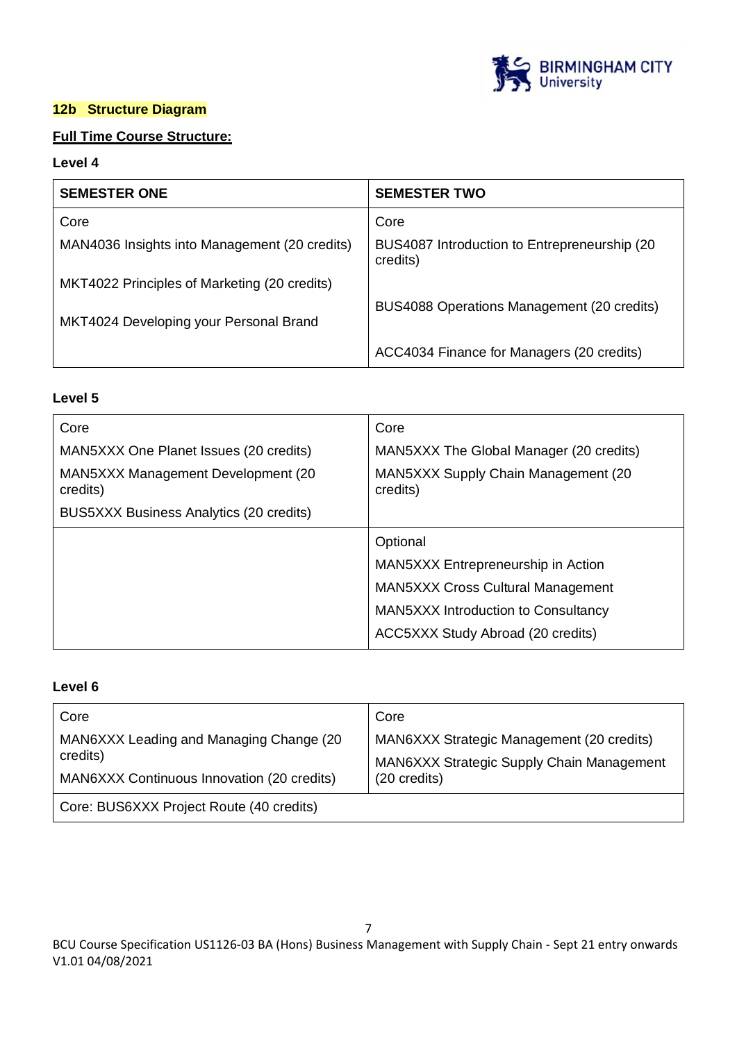## 12b Structure Diagram

**Full Time Course Structure:**

**Level 4**

| SEMESTER ONE | SEMESTER TWO |
|---|---|
| Core<br>MAN4036 Insights into Management (20 credits)<br>MKT4022 Principles of Marketing (20 credits)<br>MKT4024 Developing your Personal Brand | Core<br>BUS4087 Introduction to Entrepreneurship (20 credits)<br>BUS4088 Operations Management (20 credits)<br>ACC4034 Finance for Managers (20 credits) |

**Level 5**

| | |
|---|---|
| Core<br>MAN5XXX One Planet Issues (20 credits)<br>MAN5XXX Management Development (20 credits)<br>BUS5XXX Business Analytics (20 credits) | Core<br>MAN5XXX The Global Manager (20 credits)<br>MAN5XXX Supply Chain Management (20 credits) |
| | Optional<br>MAN5XXX Entrepreneurship in Action<br>MAN5XXX Cross Cultural Management<br>MAN5XXX Introduction to Consultancy<br>ACC5XXX Study Abroad (20 credits) |

**Level 6**

| | |
|---|---|
| Core<br>MAN6XXX Leading and Managing Change (20 credits)<br>MAN6XXX Continuous Innovation (20 credits) | Core<br>MAN6XXX Strategic Management (20 credits)<br>MAN6XXX Strategic Supply Chain Management (20 credits) |
| Core: BUS6XXX Project Route (40 credits) | |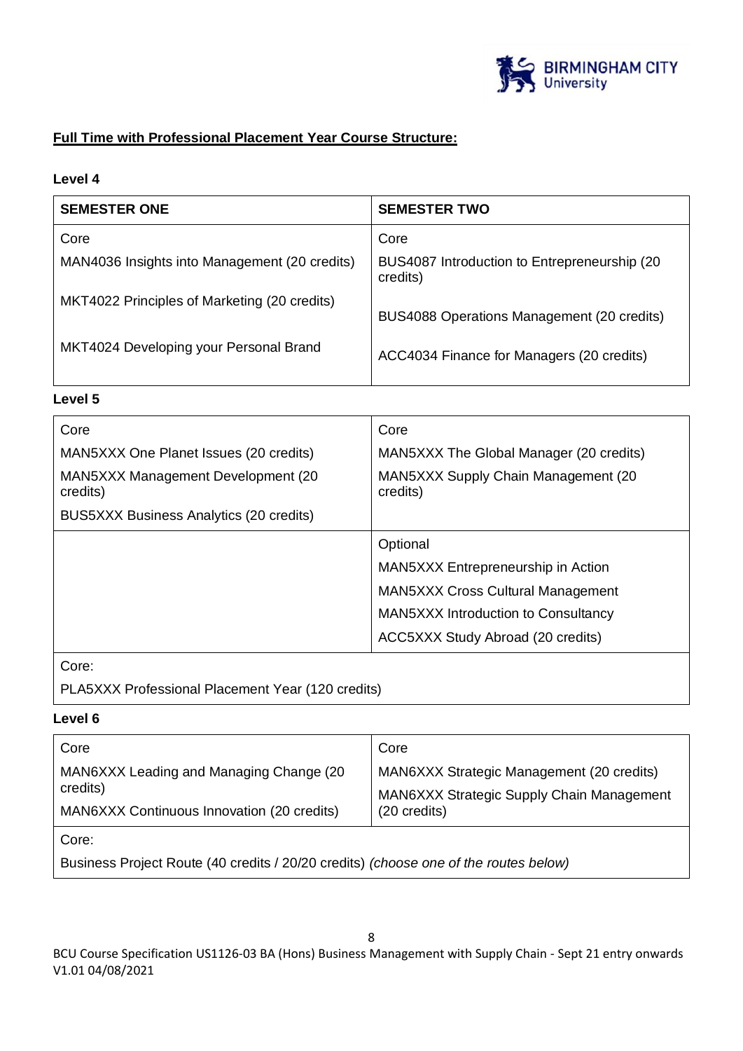**Full Time with Professional Placement Year Course Structure:**

**Level 4**

| SEMESTER ONE | SEMESTER TWO |
| --- | --- |
| Core<br>MAN4036 Insights into Management (20 credits)<br>MKT4022 Principles of Marketing (20 credits)<br>MKT4024 Developing your Personal Brand | Core<br>BUS4087 Introduction to Entrepreneurship (20 credits)<br>BUS4088 Operations Management (20 credits)<br>ACC4034 Finance for Managers (20 credits) |

**Level 5**

| | |
| --- | --- |
| Core<br>MAN5XXX One Planet Issues (20 credits)<br>MAN5XXX Management Development (20 credits)<br>BUS5XXX Business Analytics (20 credits) | Core<br>MAN5XXX The Global Manager (20 credits)<br>MAN5XXX Supply Chain Management (20 credits) |
| | Optional<br>MAN5XXX Entrepreneurship in Action<br>MAN5XXX Cross Cultural Management<br>MAN5XXX Introduction to Consultancy<br>ACC5XXX Study Abroad (20 credits) |
| Core:<br>PLA5XXX Professional Placement Year (120 credits) | |

**Level 6**

| | |
| --- | --- |
| Core<br>MAN6XXX Leading and Managing Change (20 credits)<br>MAN6XXX Continuous Innovation (20 credits) | Core<br>MAN6XXX Strategic Management (20 credits)<br>MAN6XXX Strategic Supply Chain Management (20 credits) |
| Core:<br>Business Project Route (40 credits / 20/20 credits) *(choose one of the routes below)* | |

BCU Course Specification US1126-03 BA (Hons) Business Management with Supply Chain - Sept 21 entry onwards V1.01 04/08/2021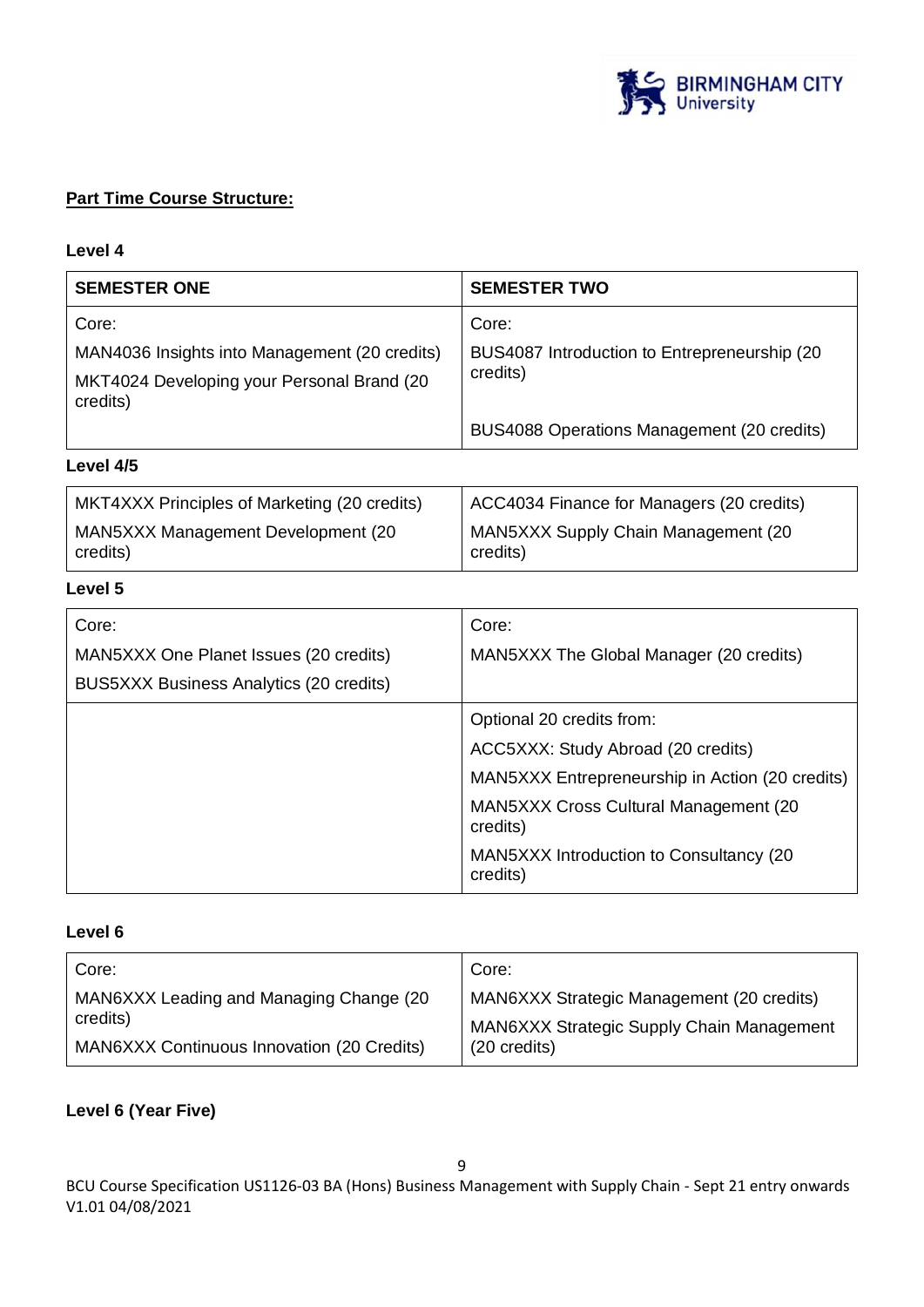**Part Time Course Structure:**

**Level 4**

| SEMESTER ONE | SEMESTER TWO |
|---|---|
| Core:<br>MAN4036 Insights into Management (20 credits)<br>MKT4024 Developing your Personal Brand (20 credits) | Core:<br>BUS4087 Introduction to Entrepreneurship (20 credits)<br>BUS4088 Operations Management (20 credits) |

**Level 4/5**

| | |
|---|---|
| MKT4XXX Principles of Marketing (20 credits)<br>MAN5XXX Management Development (20 credits) | ACC4034 Finance for Managers (20 credits)<br>MAN5XXX Supply Chain Management (20 credits) |

**Level 5**

| | |
|---|---|
| Core:<br>MAN5XXX One Planet Issues (20 credits)<br>BUS5XXX Business Analytics (20 credits) | Core:<br>MAN5XXX The Global Manager (20 credits) |
| | Optional 20 credits from:<br>ACC5XXX: Study Abroad (20 credits)<br>MAN5XXX Entrepreneurship in Action (20 credits)<br>MAN5XXX Cross Cultural Management (20 credits)<br>MAN5XXX Introduction to Consultancy (20 credits) |

**Level 6**

| | |
|---|---|
| Core:<br>MAN6XXX Leading and Managing Change (20 credits)<br>MAN6XXX Continuous Innovation (20 Credits) | Core:<br>MAN6XXX Strategic Management (20 credits)<br>MAN6XXX Strategic Supply Chain Management (20 credits) |

**Level 6 (Year Five)**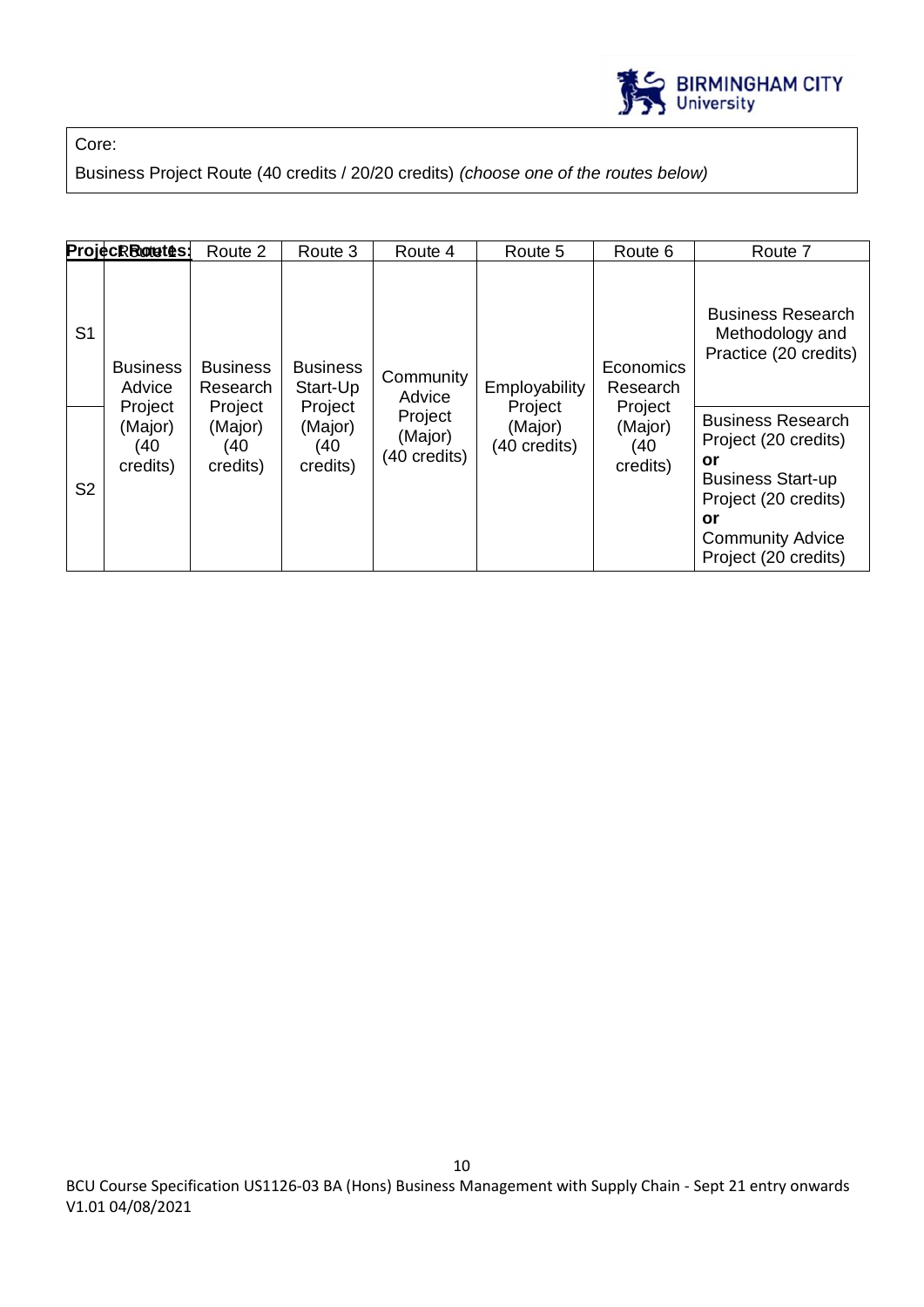Core:

Business Project Route (40 credits / 20/20 credits) *(choose one of the routes below)*

| **Project Routes:** | Route 1 | Route 2 | Route 3 | Route 4 | Route 5 | Route 6 | Route 7 |
|---|---|---|---|---|---|---|---|
| S1 | Business Advice Project (Major) (40 credits) | Business Research Project (Major) (40 credits) | Business Start-Up Project (Major) (40 credits) | Community Advice Project (Major) (40 credits) | Employability Project (Major) (40 credits) | Economics Research Project (Major) (40 credits) | Business Research Methodology and Practice (20 credits) |
| S2 | | | | | | | Business Research Project (20 credits) **or** Business Start-up Project (20 credits) **or** Community Advice Project (20 credits) |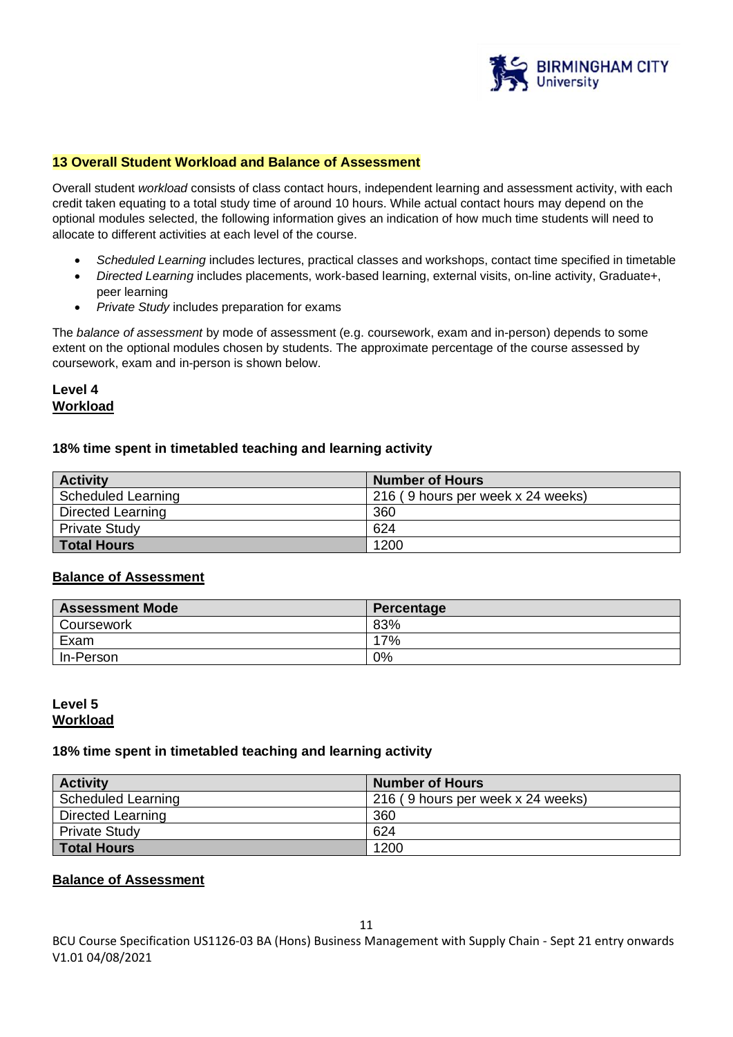## 13 Overall Student Workload and Balance of Assessment

Overall student *workload* consists of class contact hours, independent learning and assessment activity, with each credit taken equating to a total study time of around 10 hours. While actual contact hours may depend on the optional modules selected, the following information gives an indication of how much time students will need to allocate to different activities at each level of the course.

- *Scheduled Learning* includes lectures, practical classes and workshops, contact time specified in timetable
- *Directed Learning* includes placements, work-based learning, external visits, on-line activity, Graduate+, peer learning
- *Private Study* includes preparation for exams

The *balance of assessment* by mode of assessment (e.g. coursework, exam and in-person) depends to some extent on the optional modules chosen by students. The approximate percentage of the course assessed by coursework, exam and in-person is shown below.

### Level 4

**Workload**

**18% time spent in timetabled teaching and learning activity**

| Activity | Number of Hours |
|---|---|
| Scheduled Learning | 216 ( 9 hours per week x 24 weeks) |
| Directed Learning | 360 |
| Private Study | 624 |
| **Total Hours** | 1200 |

**Balance of Assessment**

| Assessment Mode | Percentage |
|---|---|
| Coursework | 83% |
| Exam | 17% |
| In-Person | 0% |

### Level 5

**Workload**

**18% time spent in timetabled teaching and learning activity**

| Activity | Number of Hours |
|---|---|
| Scheduled Learning | 216 ( 9 hours per week x 24 weeks) |
| Directed Learning | 360 |
| Private Study | 624 |
| **Total Hours** | 1200 |

**Balance of Assessment**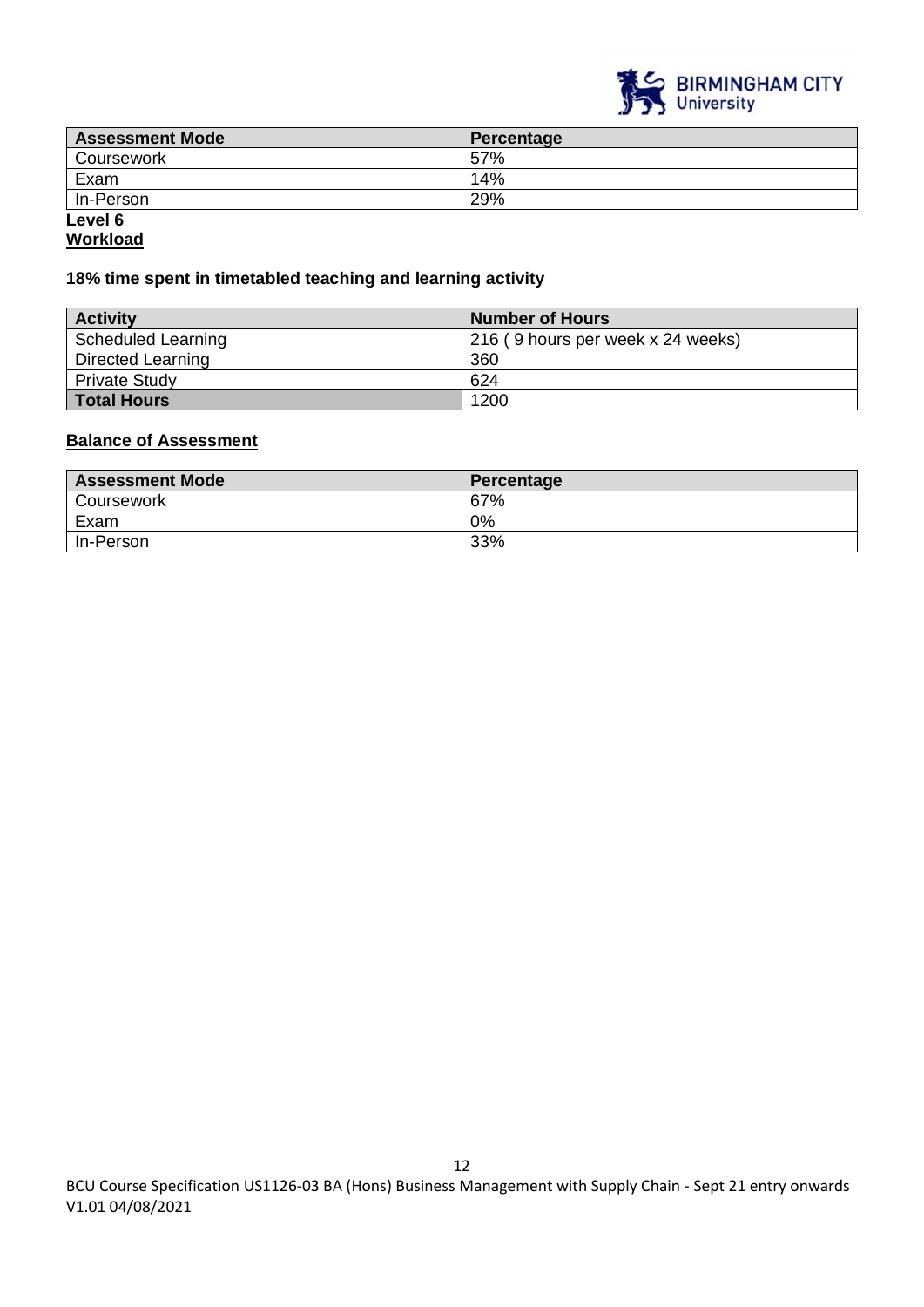| Assessment Mode | Percentage |
|---|---|
| Coursework | 57% |
| Exam | 14% |
| In-Person | 29% |

**Level 6**

**Workload**

**18% time spent in timetabled teaching and learning activity**

| Activity | Number of Hours |
|---|---|
| Scheduled Learning | 216 ( 9 hours per week x 24 weeks) |
| Directed Learning | 360 |
| Private Study | 624 |
| **Total Hours** | 1200 |

**Balance of Assessment**

| Assessment Mode | Percentage |
|---|---|
| Coursework | 67% |
| Exam | 0% |
| In-Person | 33% |